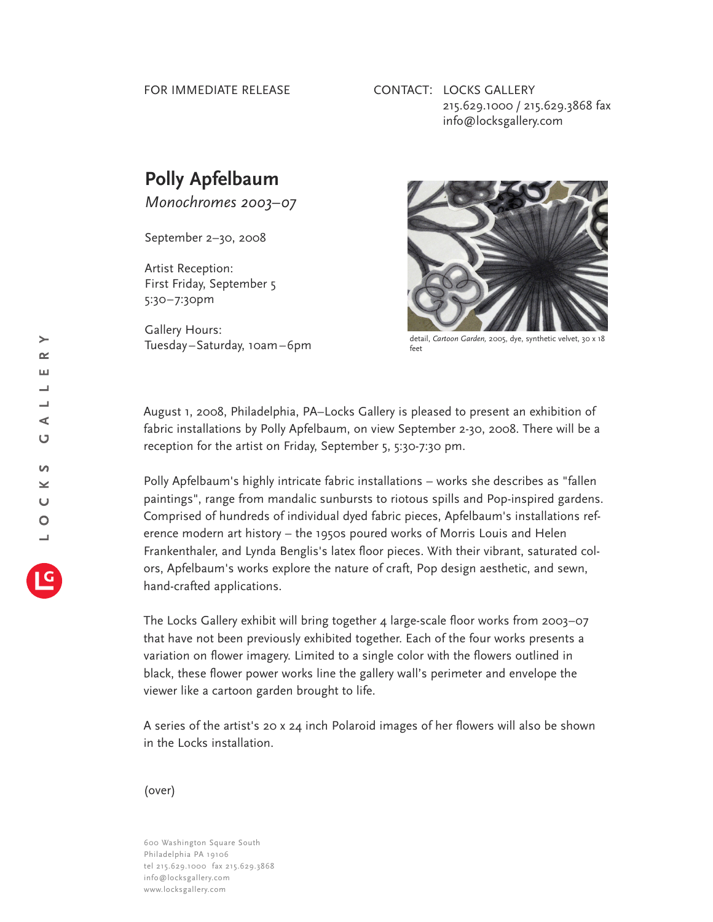FOR IMMEDIATE RELEASE

CONTACT: LOCKS GALLERY
215.629.1000 / 215.629.3868 fax
info@locksgallery.com

# Polly Apfelbaum

*Monochromes 2003–07*

September 2–30, 2008

Artist Reception:
First Friday, September 5
5:30–7:30pm

Gallery Hours:
Tuesday–Saturday, 10am–6pm

detail, *Cartoon Garden*, 2005, dye, synthetic velvet, 30 x 18 feet

August 1, 2008, Philadelphia, PA–Locks Gallery is pleased to present an exhibition of fabric installations by Polly Apfelbaum, on view September 2-30, 2008. There will be a reception for the artist on Friday, September 5, 5:30-7:30 pm.

Polly Apfelbaum's highly intricate fabric installations – works she describes as "fallen paintings", range from mandalic sunbursts to riotous spills and Pop-inspired gardens. Comprised of hundreds of individual dyed fabric pieces, Apfelbaum's installations reference modern art history – the 1950s poured works of Morris Louis and Helen Frankenthaler, and Lynda Benglis's latex floor pieces. With their vibrant, saturated colors, Apfelbaum's works explore the nature of craft, Pop design aesthetic, and sewn, hand-crafted applications.

The Locks Gallery exhibit will bring together 4 large-scale floor works from 2003–07 that have not been previously exhibited together. Each of the four works presents a variation on flower imagery. Limited to a single color with the flowers outlined in black, these flower power works line the gallery wall's perimeter and envelope the viewer like a cartoon garden brought to life.

A series of the artist's 20 x 24 inch Polaroid images of her flowers will also be shown in the Locks installation.

(over)

600 Washington Square South
Philadelphia PA 19106
tel 215.629.1000 fax 215.629.3868
info@locksgallery.com
www.locksgallery.com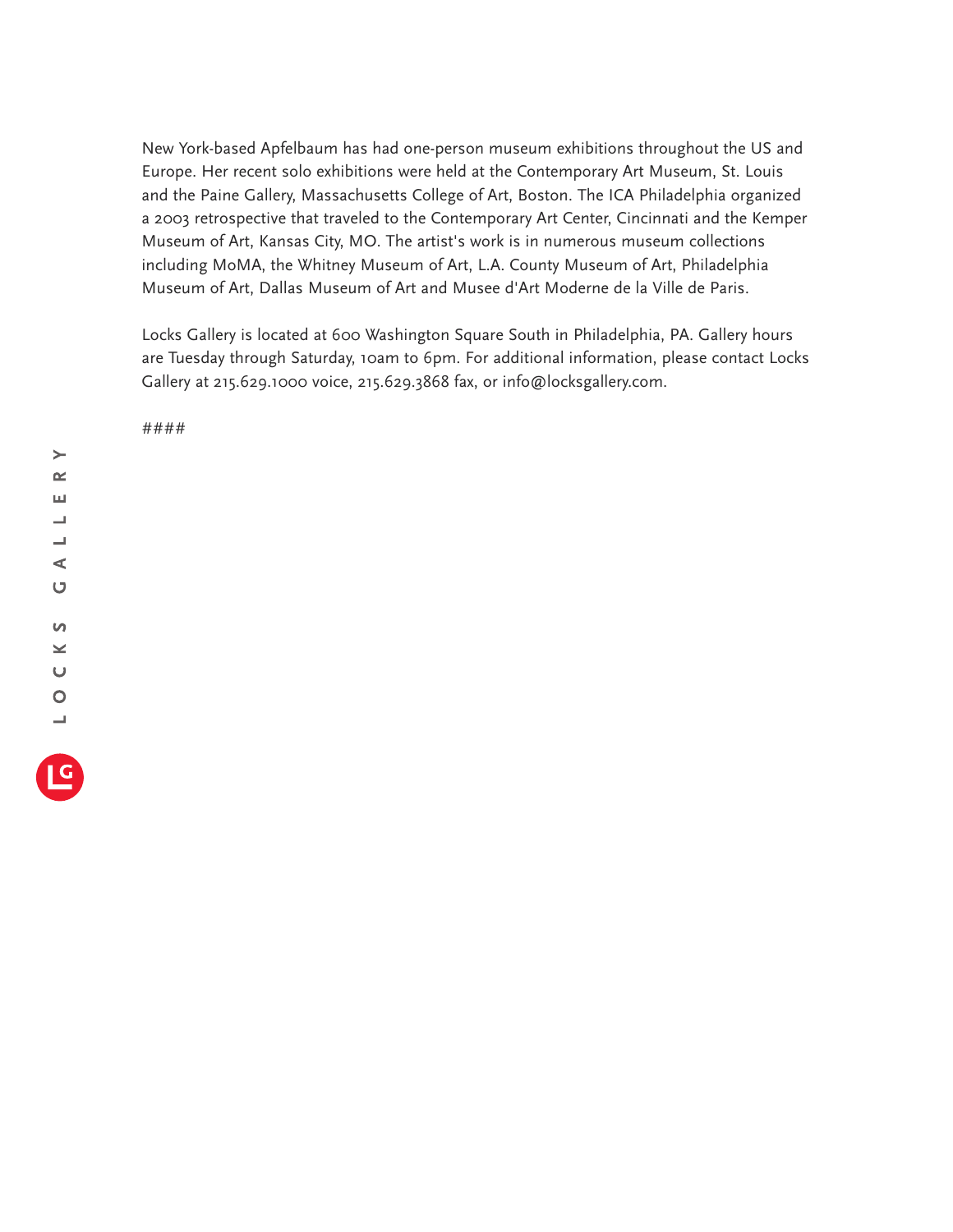New York-based Apfelbaum has had one-person museum exhibitions throughout the US and Europe. Her recent solo exhibitions were held at the Contemporary Art Museum, St. Louis and the Paine Gallery, Massachusetts College of Art, Boston. The ICA Philadelphia organized a 2003 retrospective that traveled to the Contemporary Art Center, Cincinnati and the Kemper Museum of Art, Kansas City, MO. The artist's work is in numerous museum collections including MoMA, the Whitney Museum of Art, L.A. County Museum of Art, Philadelphia Museum of Art, Dallas Museum of Art and Musee d'Art Moderne de la Ville de Paris.

Locks Gallery is located at 600 Washington Square South in Philadelphia, PA. Gallery hours are Tuesday through Saturday, 10am to 6pm. For additional information, please contact Locks Gallery at 215.629.1000 voice, 215.629.3868 fax, or info@locksgallery.com.

####